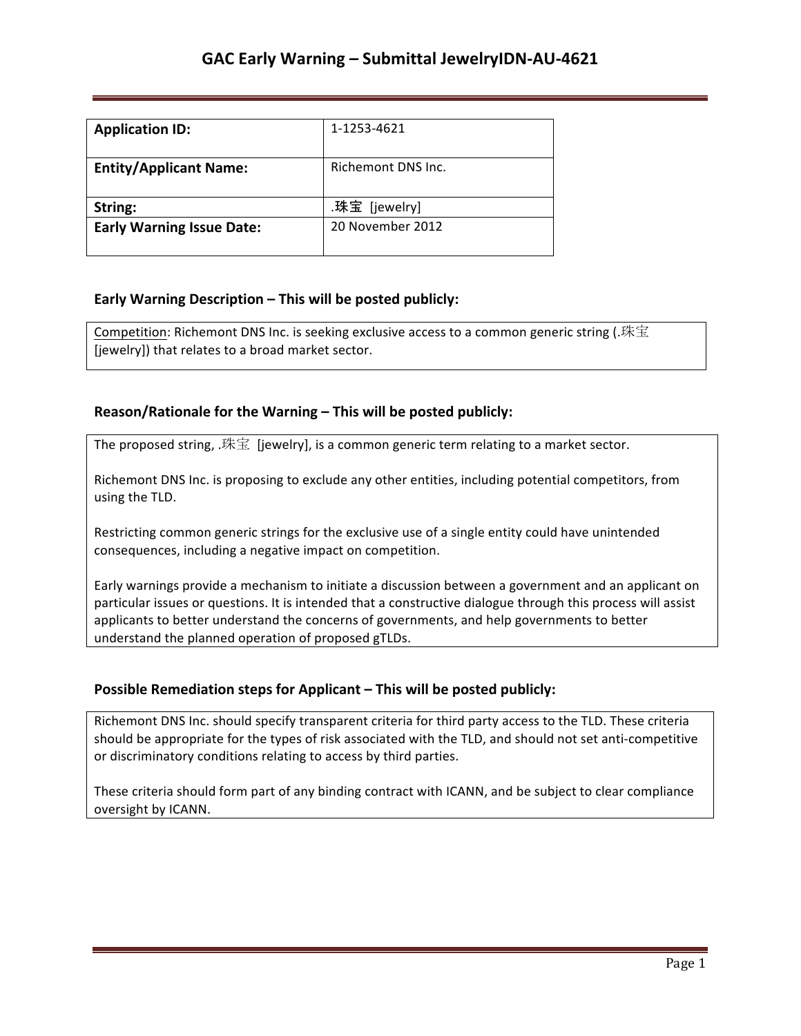# GAC Early Warning – Submittal JewelryIDN-AU-4621

| **Application ID:** | 1-1253-4621 |
|---|---|
| **Entity/Applicant Name:** | Richemont DNS Inc. |
| **String:** | .珠宝 [jewelry] |
| **Early Warning Issue Date:** | 20 November 2012 |

### Early Warning Description – This will be posted publicly:

Competition: Richemont DNS Inc. is seeking exclusive access to a common generic string (.珠宝 [jewelry]) that relates to a broad market sector.

### Reason/Rationale for the Warning – This will be posted publicly:

The proposed string, .珠宝 [jewelry], is a common generic term relating to a market sector.

Richemont DNS Inc. is proposing to exclude any other entities, including potential competitors, from using the TLD.

Restricting common generic strings for the exclusive use of a single entity could have unintended consequences, including a negative impact on competition.

Early warnings provide a mechanism to initiate a discussion between a government and an applicant on particular issues or questions. It is intended that a constructive dialogue through this process will assist applicants to better understand the concerns of governments, and help governments to better understand the planned operation of proposed gTLDs.

### Possible Remediation steps for Applicant – This will be posted publicly:

Richemont DNS Inc. should specify transparent criteria for third party access to the TLD. These criteria should be appropriate for the types of risk associated with the TLD, and should not set anti-competitive or discriminatory conditions relating to access by third parties.

These criteria should form part of any binding contract with ICANN, and be subject to clear compliance oversight by ICANN.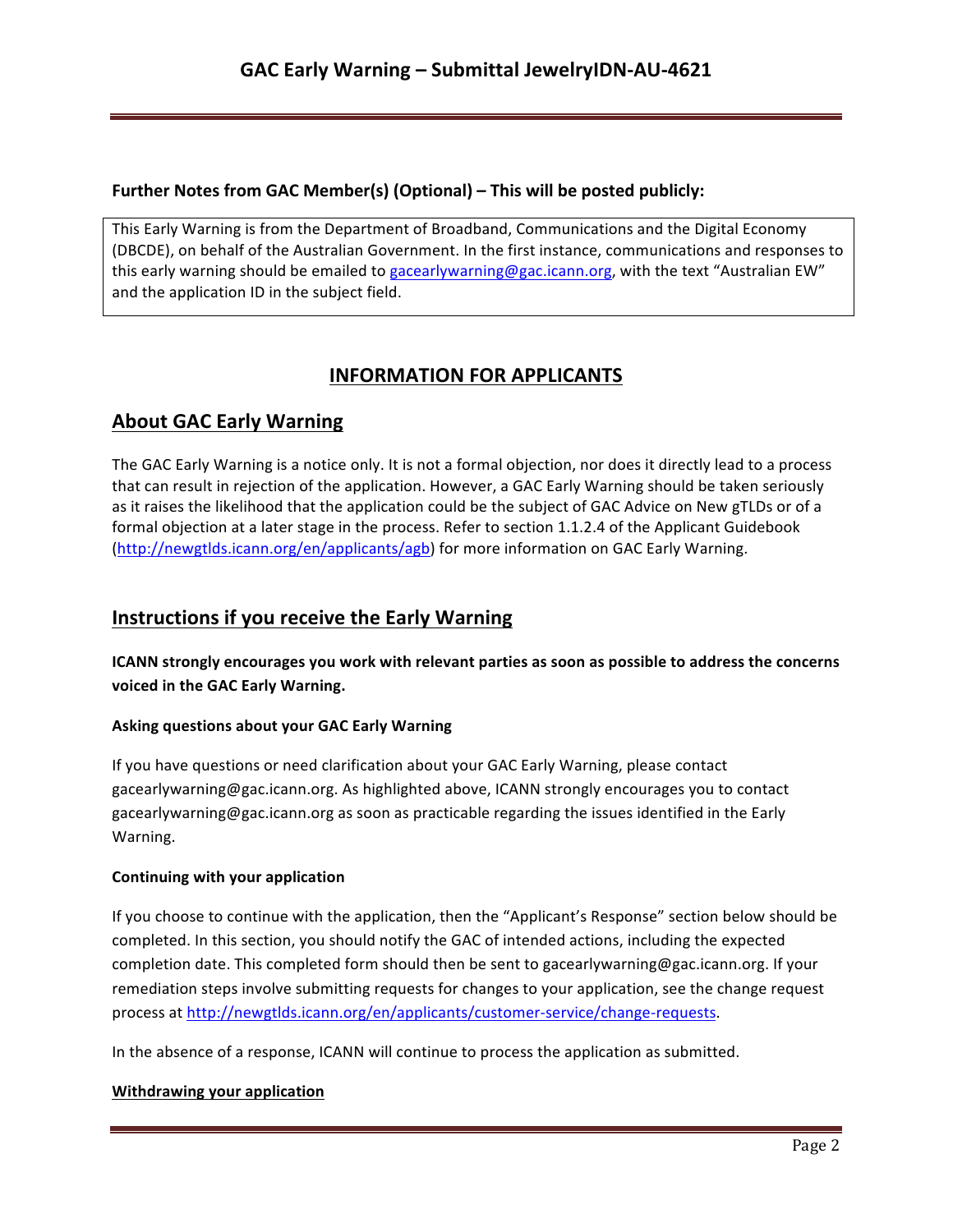**Further Notes from GAC Member(s) (Optional) – This will be posted publicly:**

This Early Warning is from the Department of Broadband, Communications and the Digital Economy (DBCDE), on behalf of the Australian Government. In the first instance, communications and responses to this early warning should be emailed to gacearlywarning@gac.icann.org, with the text "Australian EW" and the application ID in the subject field.

## INFORMATION FOR APPLICANTS

## About GAC Early Warning

The GAC Early Warning is a notice only. It is not a formal objection, nor does it directly lead to a process that can result in rejection of the application. However, a GAC Early Warning should be taken seriously as it raises the likelihood that the application could be the subject of GAC Advice on New gTLDs or of a formal objection at a later stage in the process. Refer to section 1.1.2.4 of the Applicant Guidebook (http://newgtlds.icann.org/en/applicants/agb) for more information on GAC Early Warning.

## Instructions if you receive the Early Warning

**ICANN strongly encourages you work with relevant parties as soon as possible to address the concerns voiced in the GAC Early Warning.**

### Asking questions about your GAC Early Warning

If you have questions or need clarification about your GAC Early Warning, please contact gacearlywarning@gac.icann.org. As highlighted above, ICANN strongly encourages you to contact gacearlywarning@gac.icann.org as soon as practicable regarding the issues identified in the Early Warning.

### Continuing with your application

If you choose to continue with the application, then the "Applicant's Response" section below should be completed. In this section, you should notify the GAC of intended actions, including the expected completion date. This completed form should then be sent to gacearlywarning@gac.icann.org. If your remediation steps involve submitting requests for changes to your application, see the change request process at http://newgtlds.icann.org/en/applicants/customer-service/change-requests.

In the absence of a response, ICANN will continue to process the application as submitted.

### Withdrawing your application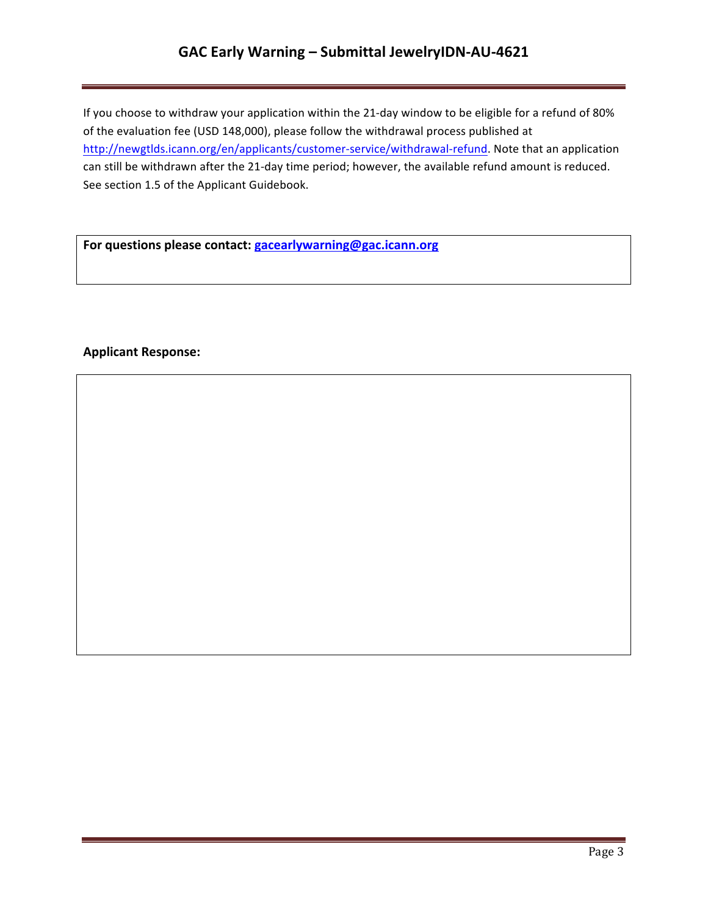If you choose to withdraw your application within the 21-day window to be eligible for a refund of 80% of the evaluation fee (USD 148,000), please follow the withdrawal process published at http://newgtlds.icann.org/en/applicants/customer-service/withdrawal-refund. Note that an application can still be withdrawn after the 21-day time period; however, the available refund amount is reduced. See section 1.5 of the Applicant Guidebook.

**For questions please contact: gacearlywarning@gac.icann.org**

**Applicant Response:**